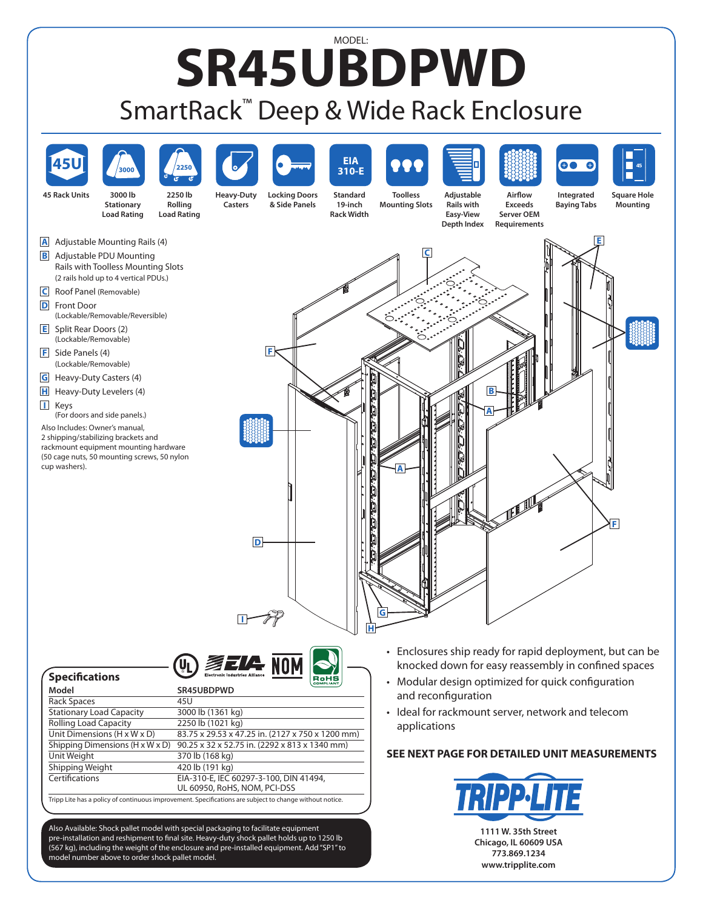MODEL:

# SR45UBDPWD

## SmartRack™ Deep & Wide Rack Enclosure

- 45 Rack Units
- 3000 lb Stationary Load Rating
- 2250 lb Rolling Load Rating
- Heavy-Duty Casters
- Locking Doors & Side Panels
- Standard 19-inch Rack Width
- Toolless Mounting Slots
- Adjustable Rails with Easy-View Depth Index
- Airflow Exceeds Server OEM Requirements
- Integrated Baying Tabs
- Square Hole Mounting

**A** Adjustable Mounting Rails (4)

**B** Adjustable PDU Mounting Rails with Toolless Mounting Slots
(2 rails hold up to 4 vertical PDUs.)

**C** Roof Panel (Removable)

**D** Front Door
(Lockable/Removable/Reversible)

**E** Split Rear Doors (2)
(Lockable/Removable)

**F** Side Panels (4)
(Lockable/Removable)

**G** Heavy-Duty Casters (4)

**H** Heavy-Duty Levelers (4)

**I** Keys
(For doors and side panels.)

Also Includes: Owner's manual, 2 shipping/stabilizing brackets and rackmount equipment mounting hardware (50 cage nuts, 50 mounting screws, 50 nylon cup washers).

### Specifications

| Model | SR45UBDPWD |
|---|---|
| Rack Spaces | 45U |
| Stationary Load Capacity | 3000 lb (1361 kg) |
| Rolling Load Capacity | 2250 lb (1021 kg) |
| Unit Dimensions (H x W x D) | 83.75 x 29.53 x 47.25 in. (2127 x 750 x 1200 mm) |
| Shipping Dimensions (H x W x D) | 90.25 x 32 x 52.75 in. (2292 x 813 x 1340 mm) |
| Unit Weight | 370 lb (168 kg) |
| Shipping Weight | 420 lb (191 kg) |
| Certifications | EIA-310-E, IEC 60297-3-100, DIN 41494, UL 60950, RoHS, NOM, PCI-DSS |

Tripp Lite has a policy of continuous improvement. Specifications are subject to change without notice.

Also Available: Shock pallet model with special packaging to facilitate equipment pre-installation and reshipment to final site. Heavy-duty shock pallet holds up to 1250 lb (567 kg), including the weight of the enclosure and pre-installed equipment. Add "SP1" to model number above to order shock pallet model.

- Enclosures ship ready for rapid deployment, but can be knocked down for easy reassembly in confined spaces
- Modular design optimized for quick configuration and reconfiguration
- Ideal for rackmount server, network and telecom applications

**SEE NEXT PAGE FOR DETAILED UNIT MEASUREMENTS**

**TRIPP·LITE**

**1111 W. 35th Street**
**Chicago, IL 60609 USA**
**773.869.1234**
**www.tripplite.com**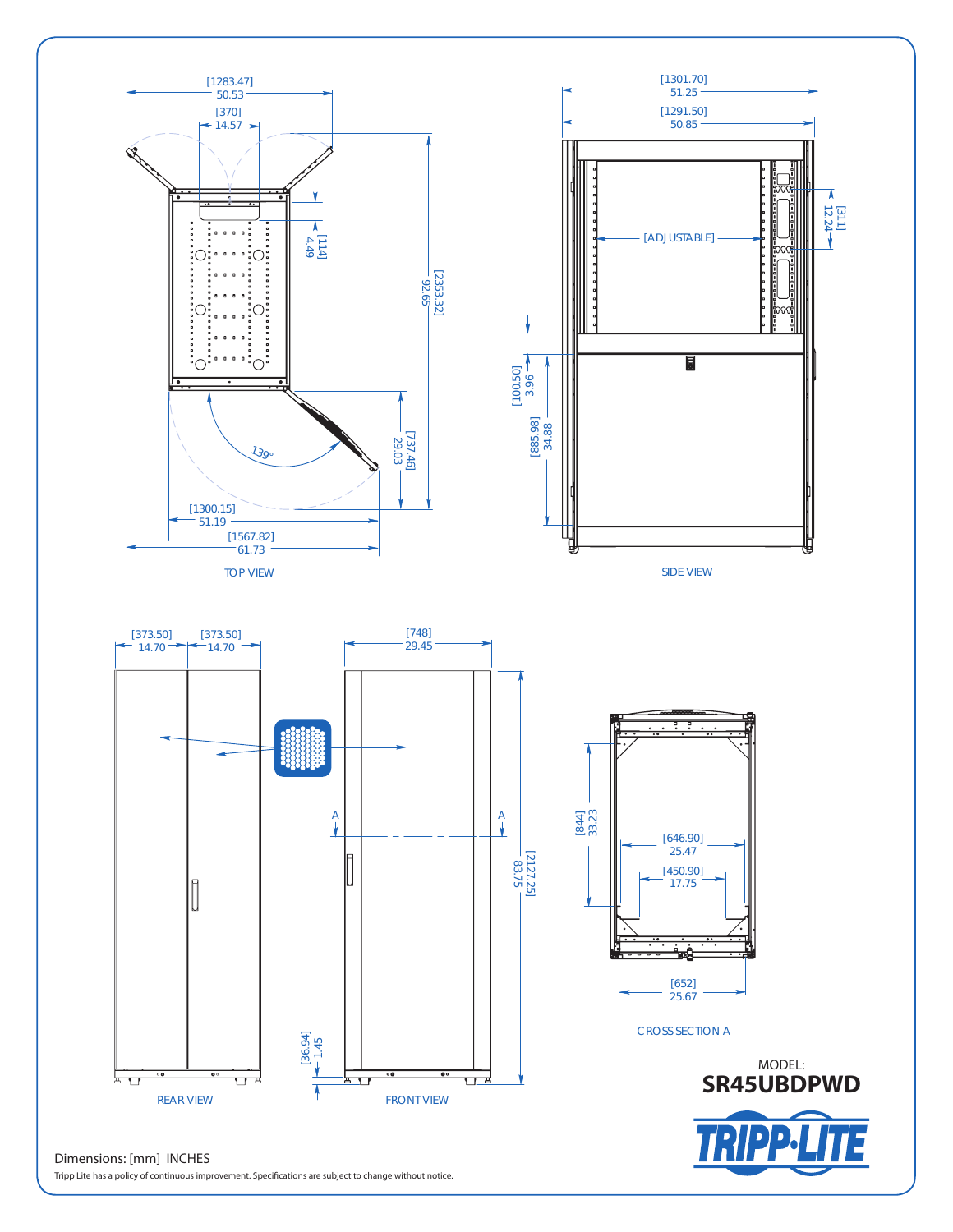## TOP VIEW

- [1283.47] 50.53
- [370] 14.57
- [114] 4.49
- [2353.32] 92.65
- [737.46] 29.03
- 139°
- [1300.15] 51.19
- [1567.82] 61.73

## SIDE VIEW

- [1301.70] 51.25
- [1291.50] 50.85
- [311] 12.24
- [ADJUSTABLE]
- [100.50] 3.96
- [885.98] 34.88

## REAR VIEW

- [373.50] 14.70
- [373.50] 14.70

## FRONT VIEW

- [748] 29.45
- A
- A
- [2127.25] 83.75
- [36.94] 1.45

## CROSS SECTION A

- [844] 33.23
- [646.90] 25.47
- [450.90] 17.75
- [652] 25.67

MODEL:
**SR45UBDPWD**

TRIPP·LITE

Dimensions: [mm] INCHES

Tripp Lite has a policy of continuous improvement. Specifications are subject to change without notice.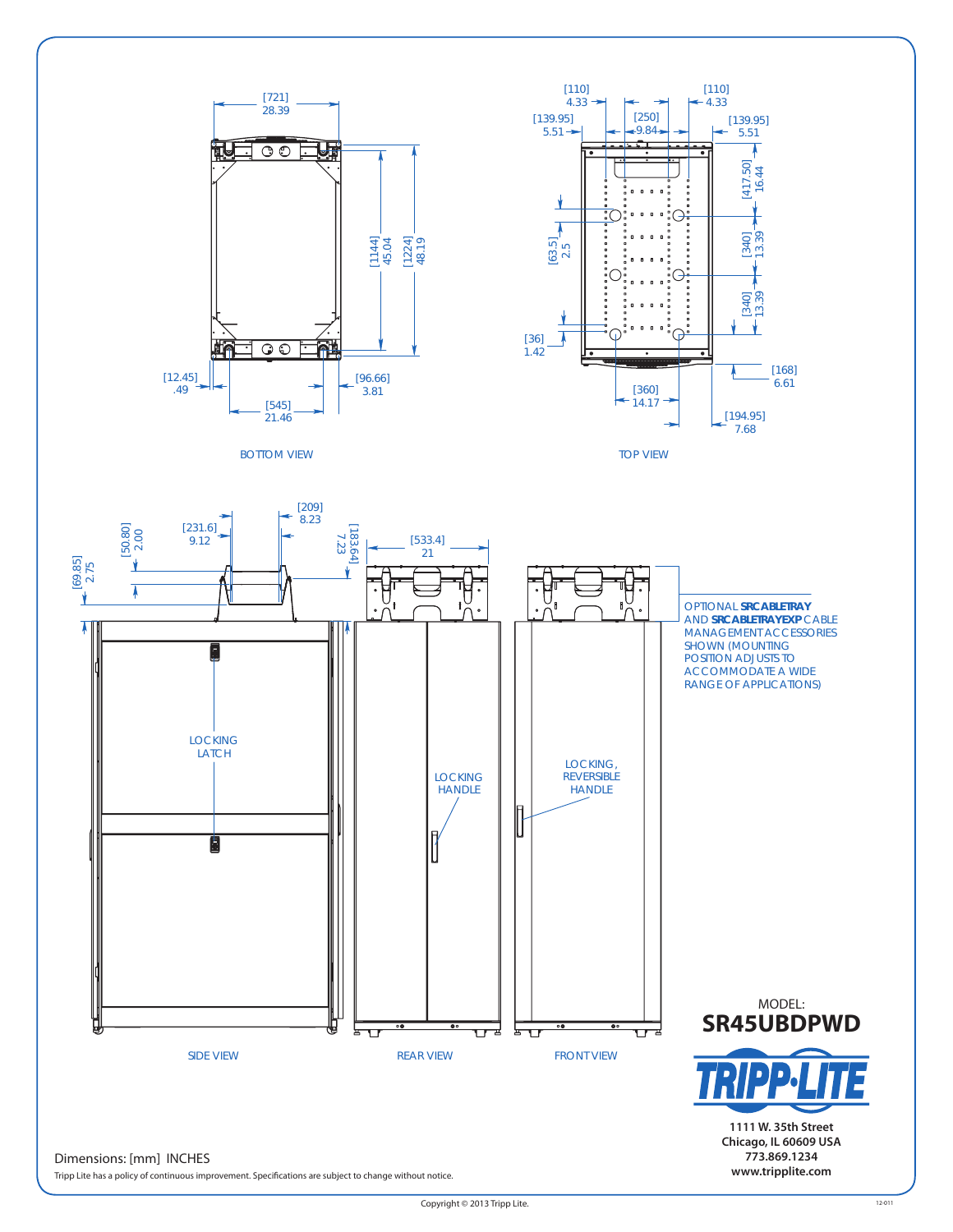BOTTOM VIEW

[721]
28.39

[1144]
45.04

[1224]
48.19

[12.45]
.49

[96.66]
3.81

[545]
21.46

TOP VIEW

[110]
4.33

[110]
4.33

[139.95]
5.51

[250]
9.84

[139.95]
5.51

[417.50]
16.44

[63.5]
2.5

[340]
13.39

[340]
13.39

[36]
1.42

[168]
6.61

[360]
14.17

[194.95]
7.68

SIDE VIEW

[69.85]
2.75

[50.80]
2.00

[231.6]
9.12

[209]
8.23

[183.64]
7.23

LOCKING
LATCH

REAR VIEW

[533.4]
21

LOCKING
HANDLE

FRONT VIEW

LOCKING,
REVERSIBLE
HANDLE

OPTIONAL **SRCABLETRAY** AND **SRCABLETRAYEXP** CABLE MANAGEMENT ACCESSORIES SHOWN (MOUNTING POSITION ADJUSTS TO ACCOMMODATE A WIDE RANGE OF APPLICATIONS)

MODEL:
**SR45UBDPWD**

TRIPP·LITE

**1111 W. 35th Street**
**Chicago, IL 60609 USA**
**773.869.1234**
**www.tripplite.com**

Dimensions: [mm] INCHES

Tripp Lite has a policy of continuous improvement. Specifications are subject to change without notice.

Copyright © 2013 Tripp Lite.

12-011